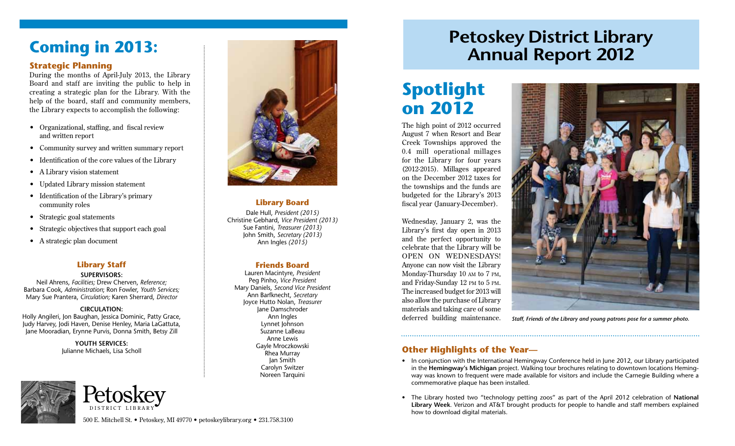# Coming in 2013:

### Strategic Planning

During the months of April-July 2013, the Library Board and staff are inviting the public to help in creating a strategic plan for the Library. With the help of the board, staff and community members, the Library expects to accomplish the following:

- Organizational, staffing, and fiscal review and written report
- Community survey and written summary report
- Identification of the core values of the Library
- A Library vision statement
- Updated Library mission statement
- Identification of the Library's primary community roles
- Strategic goal statements
- Strategic objectives that support each goal
- A strategic plan document

### Library Staff

**SUPERVISORS:**
Neil Ahrens, *Facilities;* Drew Cherven, *Reference;* Barbara Cook, *Administration;* Ron Fowler, *Youth Services;* Mary Sue Prantera, *Circulation;* Karen Sherrard, *Director*

**CIRCULATION:**
Holly Angileri, Jon Baughan, Jessica Dominic, Patty Grace, Judy Harvey, Jodi Haven, Denise Henley, Maria LaGattuta, Jane Mooradian, Erynne Purvis, Donna Smith, Betsy Zill

**YOUTH SERVICES:**
Julianne Michaels, Lisa Scholl

### Library Board

Dale Hull, *President (2015)*
Christine Gebhard, *Vice President (2013)*
Sue Fantini, *Treasurer (2013)*
John Smith, *Secretary (2013)*
Ann Ingles *(2015)*

### Friends Board

Lauren Macintyre, *President*
Peg Pinho, *Vice President*
Mary Daniels, *Second Vice President*
Ann Barfknecht, *Secretary*
Joyce Hutto Nolan, *Treasurer*
Jane Damschroder
Ann Ingles
Lynnet Johnson
Suzanne LaBeau
Anne Lewis
Gayle Mroczkowski
Rhea Murray
Jan Smith
Carolyn Switzer
Noreen Tarquini

Petoskey DISTRICT LIBRARY

500 E. Mitchell St. • Petoskey, MI 49770 • petoskeylibrary.org • 231.758.3100

# Petoskey District Library Annual Report 2012

## Spotlight on 2012

The high point of 2012 occurred August 7 when Resort and Bear Creek Townships approved the 0.4 mill operational millages for the Library for four years (2012-2015). Millages appeared on the December 2012 taxes for the townships and the funds are budgeted for the Library's 2013 fiscal year (January-December).

Wednesday, January 2, was the Library's first day open in 2013 and the perfect opportunity to celebrate that the Library will be OPEN ON WEDNESDAYS! Anyone can now visit the Library Monday-Thursday 10 AM to 7 PM, and Friday-Sunday 12 PM to 5 PM. The increased budget for 2013 will also allow the purchase of Library materials and taking care of some deferred building maintenance.

*Staff, Friends of the Library and young patrons pose for a summer photo.*

### Other Highlights of the Year—

- In conjunction with the International Hemingway Conference held in June 2012, our Library participated in the **Hemingway's Michigan** project. Walking tour brochures relating to downtown locations Hemingway was known to frequent were made available for visitors and include the Carnegie Building where a commemorative plaque has been installed.
- The Library hosted two "technology petting zoos" as part of the April 2012 celebration of **National Library Week**. Verizon and AT&T brought products for people to handle and staff members explained how to download digital materials.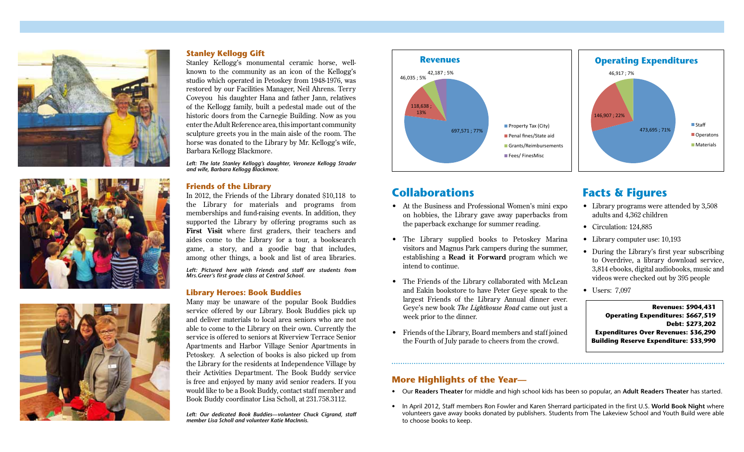### Stanley Kellogg Gift

Stanley Kellogg's monumental ceramic horse, well-known to the community as an icon of the Kellogg's studio which operated in Petoskey from 1948-1976, was restored by our Facilities Manager, Neil Ahrens. Terry Coveyou his daughter Hana and father Jann, relatives of the Kellogg family, built a pedestal made out of the historic doors from the Carnegie Building. Now as you enter the Adult Reference area, this important community sculpture greets you in the main aisle of the room. The horse was donated to the Library by Mr. Kellogg's wife, Barbara Kellogg Blackmore.

*Left: The late Stanley Kellogg's daughter, Veroneze Kellogg Strader and wife, Barbara Kellogg Blackmore.*

### Friends of the Library

In 2012, the Friends of the Library donated $10,118 to the Library for materials and programs from memberships and fund-raising events. In addition, they supported the Library by offering programs such as **First Visit** where first graders, their teachers and aides come to the Library for a tour, a booksearch game, a story, and a goodie bag that includes, among other things, a book and list of area libraries.

*Left: Pictured here with Friends and staff are students from Mrs.Greer's first grade class at Central School.*

### Library Heroes: Book Buddies

Many may be unaware of the popular Book Buddies service offered by our Library. Book Buddies pick up and deliver materials to local area seniors who are not able to come to the Library on their own. Currently the service is offered to seniors at Riverview Terrace Senior Apartments and Harbor Village Senior Apartments in Petoskey. A selection of books is also picked up from the Library for the residents at Independence Village by their Activities Department. The Book Buddy service is free and enjoyed by many avid senior readers. If you would like to be a Book Buddy, contact staff member and Book Buddy coordinator Lisa Scholl, at 231.758.3112.

*Left: Our dedicated Book Buddies—volunteer Chuck Cigrand, staff member Lisa Scholl and volunteer Katie MacInnis.*

**Revenues**

697,571 ; 77%
118,638 ; 13%
46,035 ; 5%
42,187 ; 5%

Property Tax (City)
Penal fines/State aid
Grants/Reimbursements
Fees/ FinesMisc

**Operating Expenditures**

473,695 ; 71%
146,907 ; 22%
46,917 ; 7%

Staff
Operatons
Materials

## Collaborations

- At the Business and Professional Women's mini expo on hobbies, the Library gave away paperbacks from the paperback exchange for summer reading.
- The Library supplied books to Petoskey Marina visitors and Magnus Park campers during the summer, establishing a **Read it Forward** program which we intend to continue.
- The Friends of the Library collaborated with McLean and Eakin bookstore to have Peter Geye speak to the largest Friends of the Library Annual dinner ever. Geye's new book *The Lighthouse Road* came out just a week prior to the dinner.
- Friends of the Library, Board members and staff joined the Fourth of July parade to cheers from the crowd.

## Facts & Figures

- Library programs were attended by 3,508 adults and 4,362 children
- Circulation: 124,885
- Library computer use: 10,193
- During the Library's first year subscribing to Overdrive, a library download service, 3,814 ebooks, digital audiobooks, music and videos were checked out by 395 people
- Users: 7,097

**Revenues: $904,431**
**Operating Expenditures: $667,519**
**Debt: $273,202**
**Expenditures Over Revenues: $36,290**
**Building Reserve Expenditure: $33,990**

### More Highlights of the Year—

- Our **Readers Theater** for middle and high school kids has been so popular, an **Adult Readers Theater** has started.
- In April 2012, Staff members Ron Fowler and Karen Sherrard participated in the first U.S. **World Book Night** where volunteers gave away books donated by publishers. Students from The Lakeview School and Youth Build were able to choose books to keep.